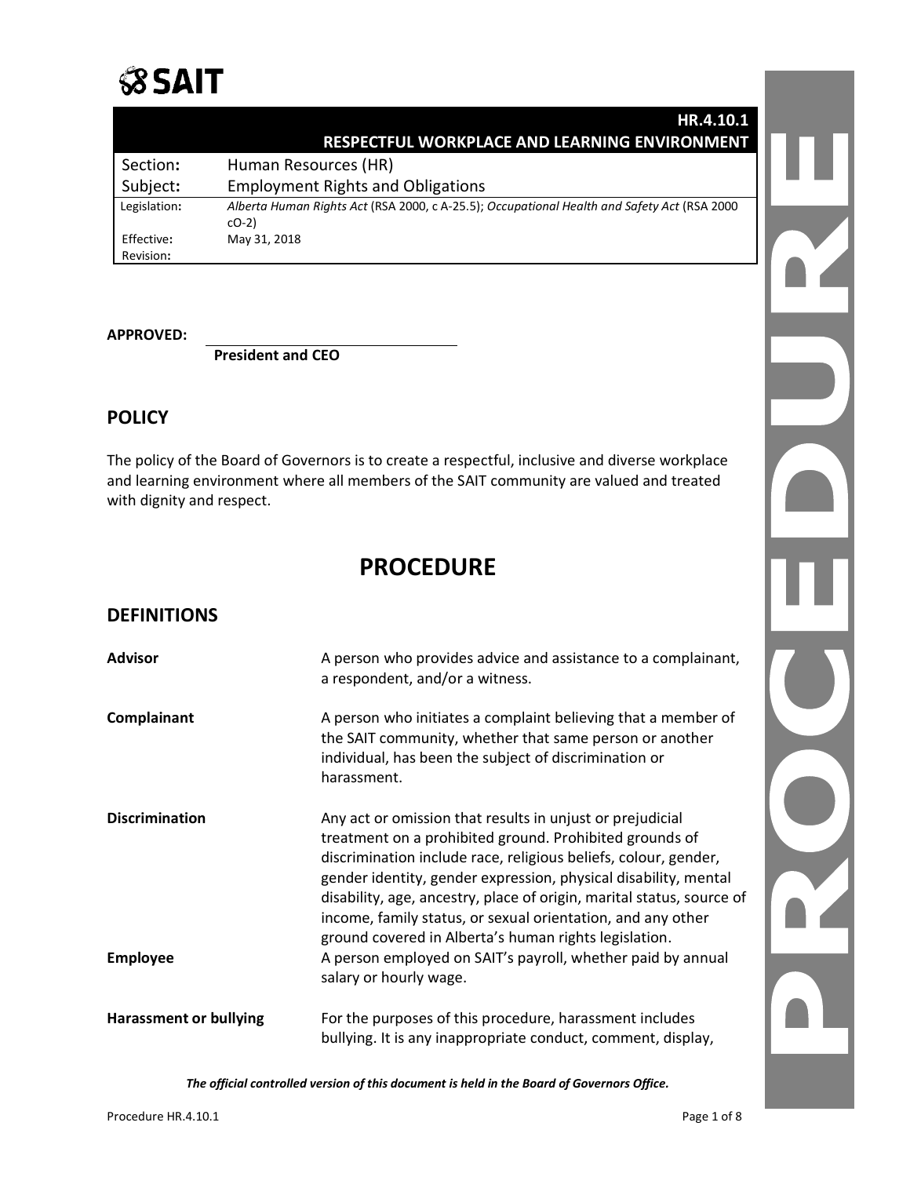SAIT

| | |
|---|---|
| | **HR.4.10.1** |
| | **RESPECTFUL WORKPLACE AND LEARNING ENVIRONMENT** |
| Section: | Human Resources (HR) |
| Subject: | Employment Rights and Obligations |
| Legislation: | *Alberta Human Rights Act* (RSA 2000, c A-25.5); *Occupational Health and Safety Act* (RSA 2000 cO-2) |
| Effective: | May 31, 2018 |
| Revision: | |

**APPROVED:** ______________________________

**President and CEO**

## POLICY

The policy of the Board of Governors is to create a respectful, inclusive and diverse workplace and learning environment where all members of the SAIT community are valued and treated with dignity and respect.

# PROCEDURE

## DEFINITIONS

| | |
|---|---|
| **Advisor** | A person who provides advice and assistance to a complainant, a respondent, and/or a witness. |
| **Complainant** | A person who initiates a complaint believing that a member of the SAIT community, whether that same person or another individual, has been the subject of discrimination or harassment. |
| **Discrimination** | Any act or omission that results in unjust or prejudicial treatment on a prohibited ground. Prohibited grounds of discrimination include race, religious beliefs, colour, gender, gender identity, gender expression, physical disability, mental disability, age, ancestry, place of origin, marital status, source of income, family status, or sexual orientation, and any other ground covered in Alberta's human rights legislation. |
| **Employee** | A person employed on SAIT's payroll, whether paid by annual salary or hourly wage. |
| **Harassment or bullying** | For the purposes of this procedure, harassment includes bullying. It is any inappropriate conduct, comment, display, |

*The official controlled version of this document is held in the Board of Governors Office.*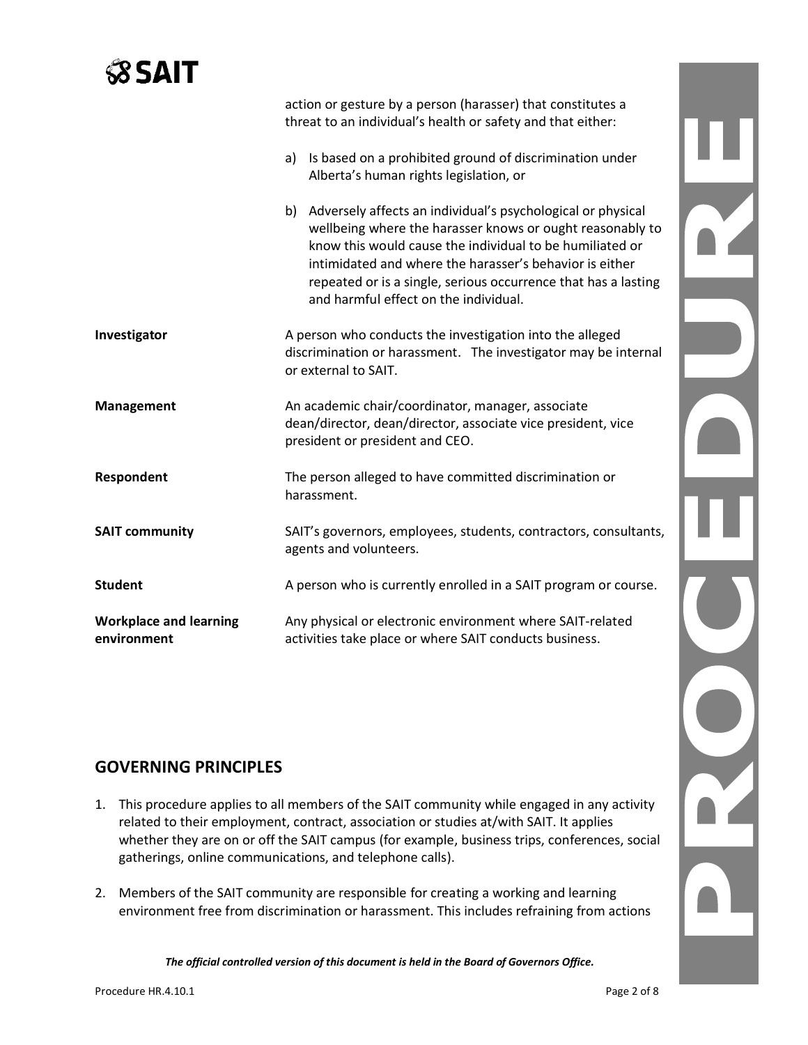action or gesture by a person (harasser) that constitutes a threat to an individual's health or safety and that either:

a) Is based on a prohibited ground of discrimination under Alberta's human rights legislation, or

b) Adversely affects an individual's psychological or physical wellbeing where the harasser knows or ought reasonably to know this would cause the individual to be humiliated or intimidated and where the harasser's behavior is either repeated or is a single, serious occurrence that has a lasting and harmful effect on the individual.

| | |
|---|---|
| **Investigator** | A person who conducts the investigation into the alleged discrimination or harassment. The investigator may be internal or external to SAIT. |
| **Management** | An academic chair/coordinator, manager, associate dean/director, dean/director, associate vice president, vice president or president and CEO. |
| **Respondent** | The person alleged to have committed discrimination or harassment. |
| **SAIT community** | SAIT's governors, employees, students, contractors, consultants, agents and volunteers. |
| **Student** | A person who is currently enrolled in a SAIT program or course. |
| **Workplace and learning environment** | Any physical or electronic environment where SAIT-related activities take place or where SAIT conducts business. |

## GOVERNING PRINCIPLES

1. This procedure applies to all members of the SAIT community while engaged in any activity related to their employment, contract, association or studies at/with SAIT. It applies whether they are on or off the SAIT campus (for example, business trips, conferences, social gatherings, online communications, and telephone calls).

2. Members of the SAIT community are responsible for creating a working and learning environment free from discrimination or harassment. This includes refraining from actions

*The official controlled version of this document is held in the Board of Governors Office.*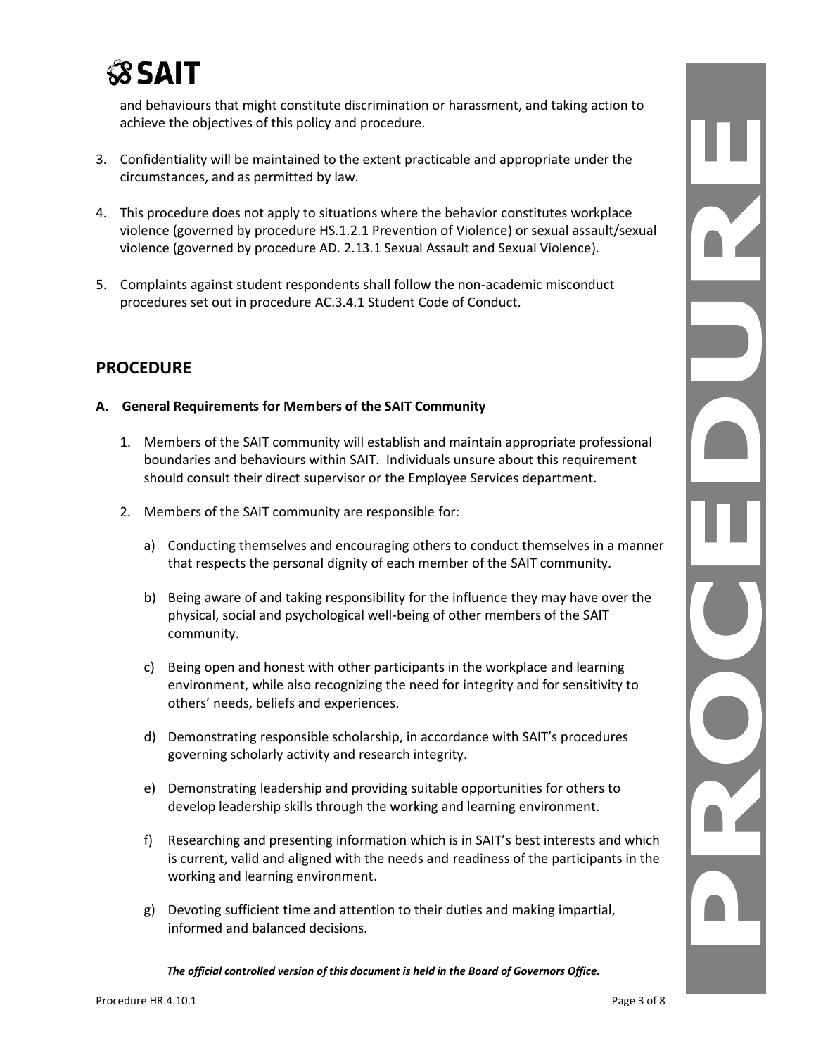and behaviours that might constitute discrimination or harassment, and taking action to achieve the objectives of this policy and procedure.

3. Confidentiality will be maintained to the extent practicable and appropriate under the circumstances, and as permitted by law.

4. This procedure does not apply to situations where the behavior constitutes workplace violence (governed by procedure HS.1.2.1 Prevention of Violence) or sexual assault/sexual violence (governed by procedure AD. 2.13.1 Sexual Assault and Sexual Violence).

5. Complaints against student respondents shall follow the non-academic misconduct procedures set out in procedure AC.3.4.1 Student Code of Conduct.

## PROCEDURE

### A. General Requirements for Members of the SAIT Community

1. Members of the SAIT community will establish and maintain appropriate professional boundaries and behaviours within SAIT. Individuals unsure about this requirement should consult their direct supervisor or the Employee Services department.

2. Members of the SAIT community are responsible for:

   a) Conducting themselves and encouraging others to conduct themselves in a manner that respects the personal dignity of each member of the SAIT community.

   b) Being aware of and taking responsibility for the influence they may have over the physical, social and psychological well-being of other members of the SAIT community.

   c) Being open and honest with other participants in the workplace and learning environment, while also recognizing the need for integrity and for sensitivity to others' needs, beliefs and experiences.

   d) Demonstrating responsible scholarship, in accordance with SAIT's procedures governing scholarly activity and research integrity.

   e) Demonstrating leadership and providing suitable opportunities for others to develop leadership skills through the working and learning environment.

   f) Researching and presenting information which is in SAIT's best interests and which is current, valid and aligned with the needs and readiness of the participants in the working and learning environment.

   g) Devoting sufficient time and attention to their duties and making impartial, informed and balanced decisions.

***The official controlled version of this document is held in the Board of Governors Office.***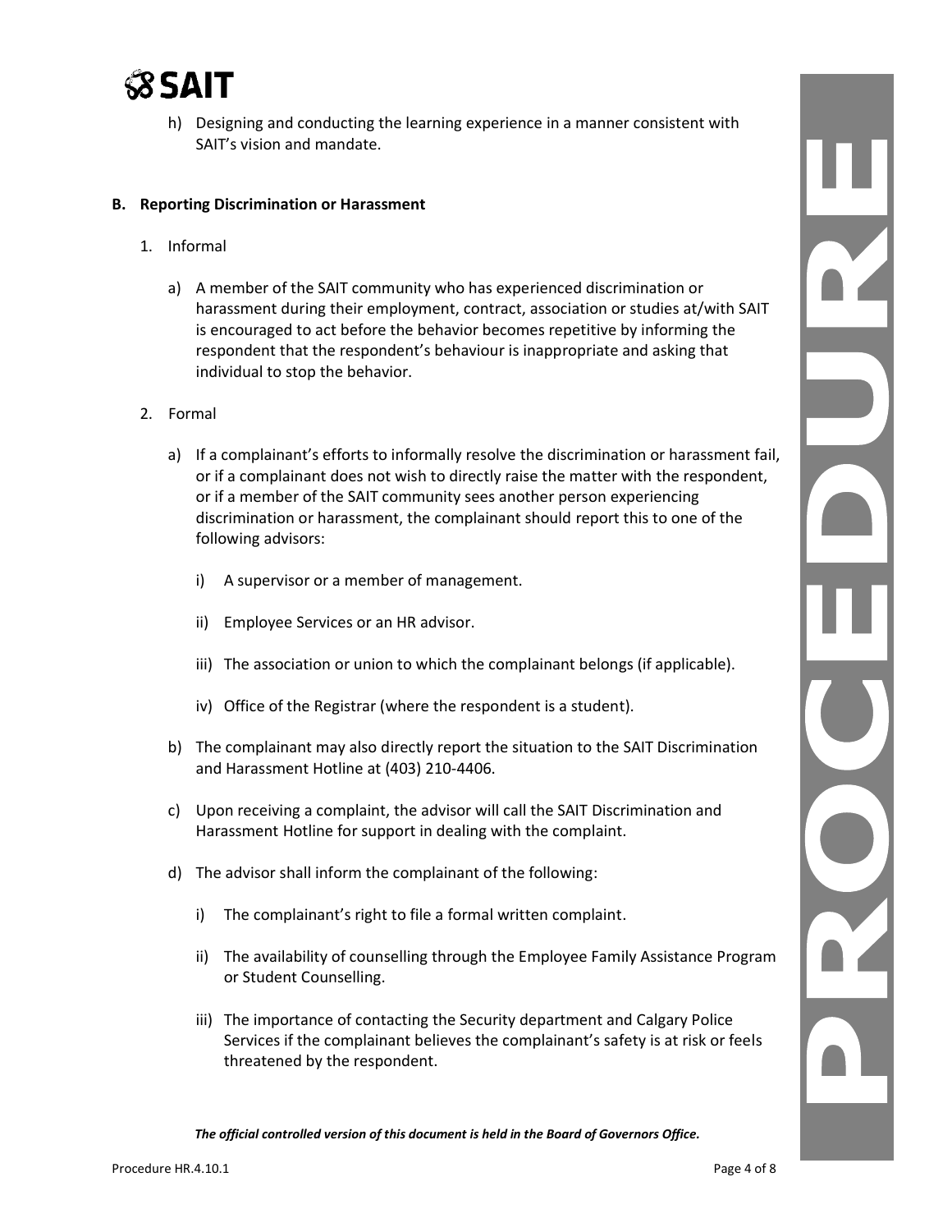h) Designing and conducting the learning experience in a manner consistent with SAIT's vision and mandate.

**B. Reporting Discrimination or Harassment**

1. Informal

   a) A member of the SAIT community who has experienced discrimination or harassment during their employment, contract, association or studies at/with SAIT is encouraged to act before the behavior becomes repetitive by informing the respondent that the respondent's behaviour is inappropriate and asking that individual to stop the behavior.

2. Formal

   a) If a complainant's efforts to informally resolve the discrimination or harassment fail, or if a complainant does not wish to directly raise the matter with the respondent, or if a member of the SAIT community sees another person experiencing discrimination or harassment, the complainant should report this to one of the following advisors:

      i) A supervisor or a member of management.

      ii) Employee Services or an HR advisor.

      iii) The association or union to which the complainant belongs (if applicable).

      iv) Office of the Registrar (where the respondent is a student).

   b) The complainant may also directly report the situation to the SAIT Discrimination and Harassment Hotline at (403) 210-4406.

   c) Upon receiving a complaint, the advisor will call the SAIT Discrimination and Harassment Hotline for support in dealing with the complaint.

   d) The advisor shall inform the complainant of the following:

      i) The complainant's right to file a formal written complaint.

      ii) The availability of counselling through the Employee Family Assistance Program or Student Counselling.

      iii) The importance of contacting the Security department and Calgary Police Services if the complainant believes the complainant's safety is at risk or feels threatened by the respondent.

***The official controlled version of this document is held in the Board of Governors Office.***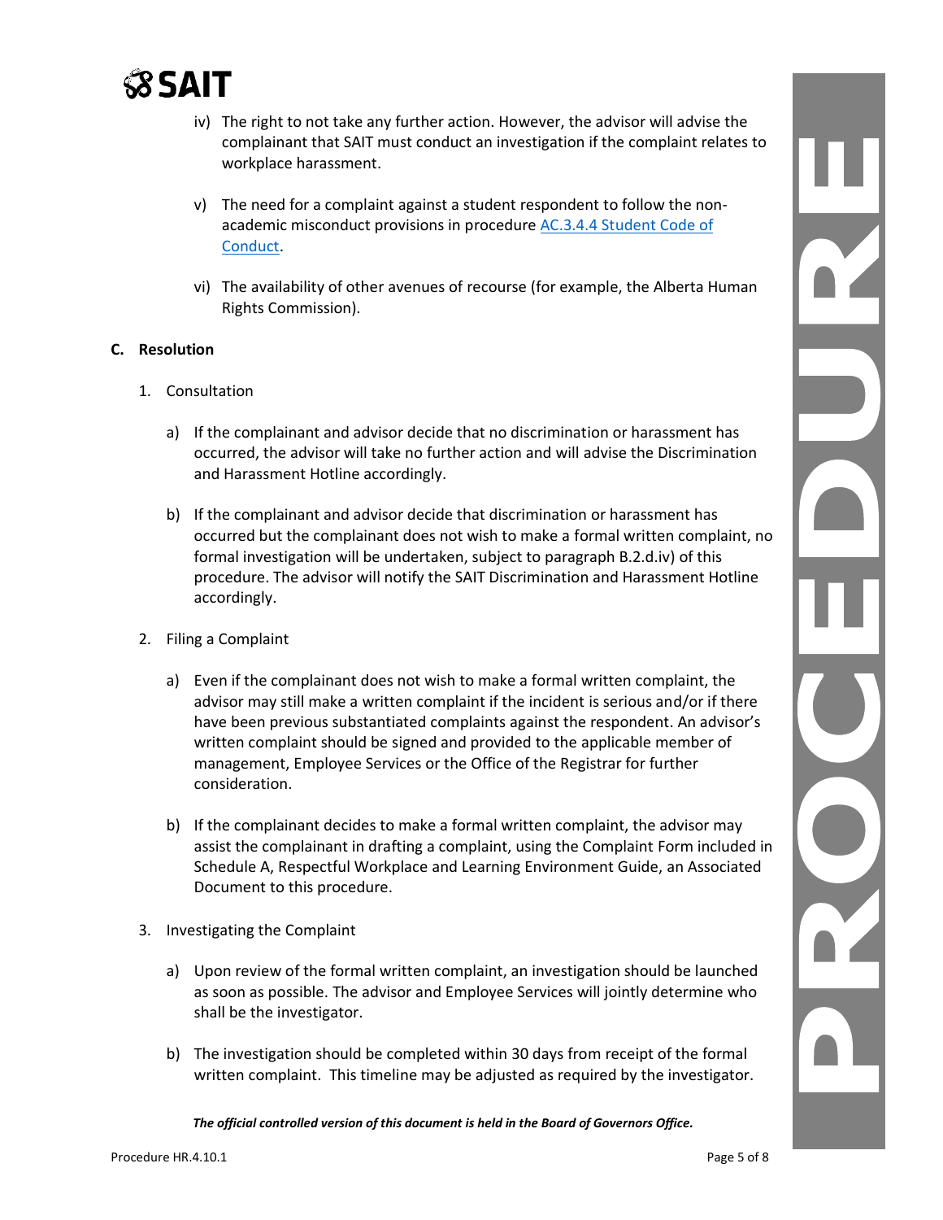iv) The right to not take any further action. However, the advisor will advise the complainant that SAIT must conduct an investigation if the complaint relates to workplace harassment.

v) The need for a complaint against a student respondent to follow the non-academic misconduct provisions in procedure [AC.3.4.4 Student Code of Conduct](#).

vi) The availability of other avenues of recourse (for example, the Alberta Human Rights Commission).

**C. Resolution**

1. Consultation

   a) If the complainant and advisor decide that no discrimination or harassment has occurred, the advisor will take no further action and will advise the Discrimination and Harassment Hotline accordingly.

   b) If the complainant and advisor decide that discrimination or harassment has occurred but the complainant does not wish to make a formal written complaint, no formal investigation will be undertaken, subject to paragraph B.2.d.iv) of this procedure. The advisor will notify the SAIT Discrimination and Harassment Hotline accordingly.

2. Filing a Complaint

   a) Even if the complainant does not wish to make a formal written complaint, the advisor may still make a written complaint if the incident is serious and/or if there have been previous substantiated complaints against the respondent. An advisor's written complaint should be signed and provided to the applicable member of management, Employee Services or the Office of the Registrar for further consideration.

   b) If the complainant decides to make a formal written complaint, the advisor may assist the complainant in drafting a complaint, using the Complaint Form included in Schedule A, Respectful Workplace and Learning Environment Guide, an Associated Document to this procedure.

3. Investigating the Complaint

   a) Upon review of the formal written complaint, an investigation should be launched as soon as possible. The advisor and Employee Services will jointly determine who shall be the investigator.

   b) The investigation should be completed within 30 days from receipt of the formal written complaint. This timeline may be adjusted as required by the investigator.

***The official controlled version of this document is held in the Board of Governors Office.***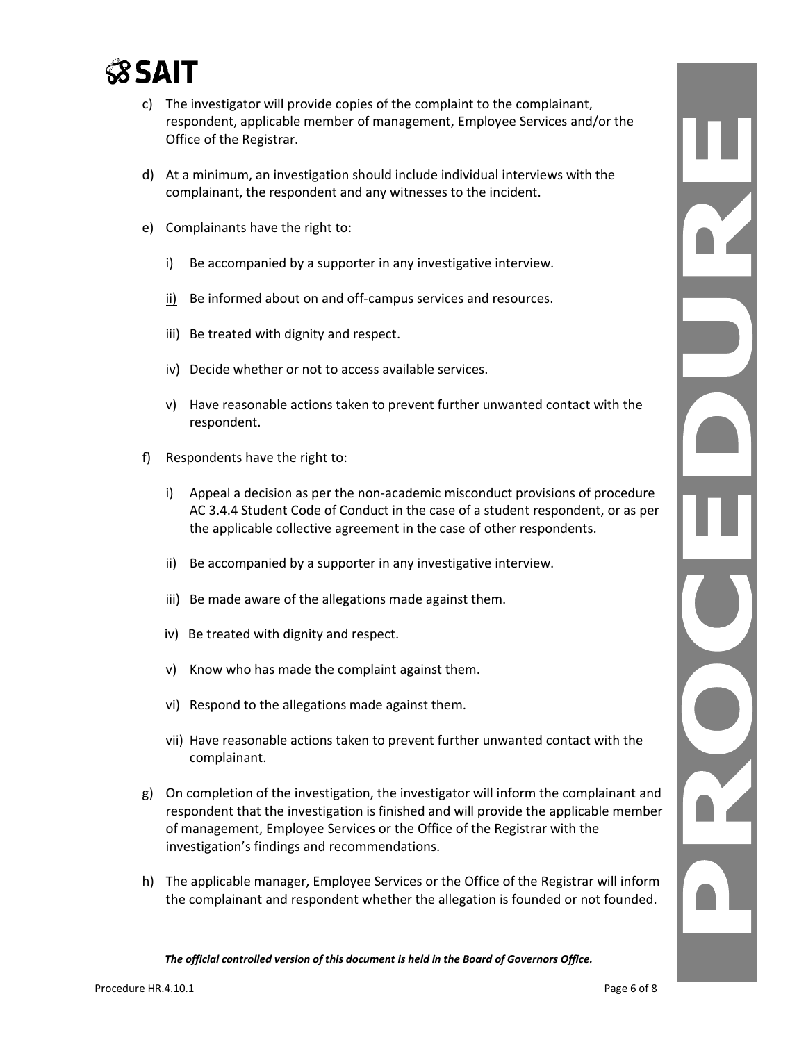c) The investigator will provide copies of the complaint to the complainant, respondent, applicable member of management, Employee Services and/or the Office of the Registrar.

d) At a minimum, an investigation should include individual interviews with the complainant, the respondent and any witnesses to the incident.

e) Complainants have the right to:

   i) Be accompanied by a supporter in any investigative interview.

   ii) Be informed about on and off-campus services and resources.

   iii) Be treated with dignity and respect.

   iv) Decide whether or not to access available services.

   v) Have reasonable actions taken to prevent further unwanted contact with the respondent.

f) Respondents have the right to:

   i) Appeal a decision as per the non-academic misconduct provisions of procedure AC 3.4.4 Student Code of Conduct in the case of a student respondent, or as per the applicable collective agreement in the case of other respondents.

   ii) Be accompanied by a supporter in any investigative interview.

   iii) Be made aware of the allegations made against them.

   iv) Be treated with dignity and respect.

   v) Know who has made the complaint against them.

   vi) Respond to the allegations made against them.

   vii) Have reasonable actions taken to prevent further unwanted contact with the complainant.

g) On completion of the investigation, the investigator will inform the complainant and respondent that the investigation is finished and will provide the applicable member of management, Employee Services or the Office of the Registrar with the investigation's findings and recommendations.

h) The applicable manager, Employee Services or the Office of the Registrar will inform the complainant and respondent whether the allegation is founded or not founded.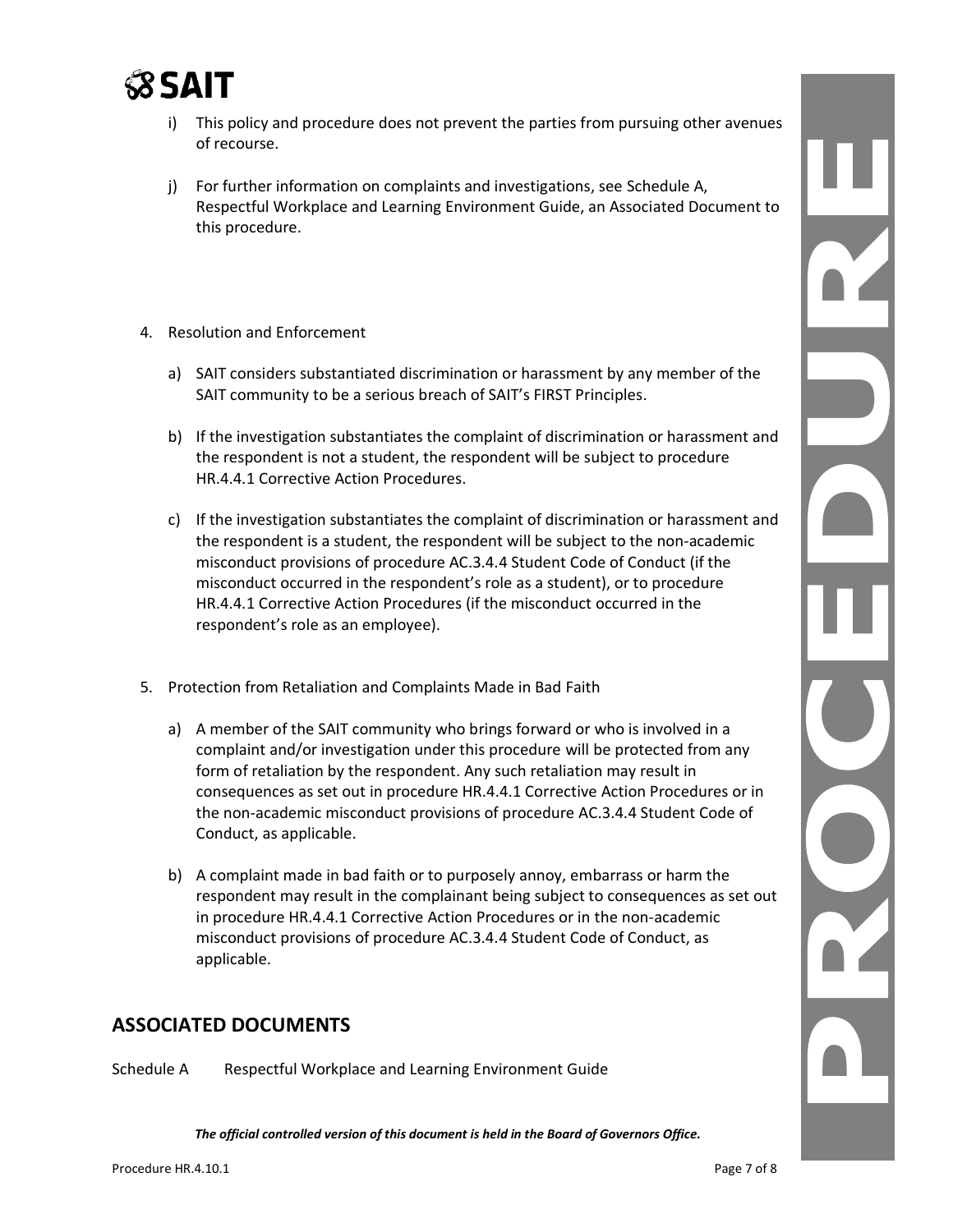i) This policy and procedure does not prevent the parties from pursuing other avenues of recourse.

j) For further information on complaints and investigations, see Schedule A, Respectful Workplace and Learning Environment Guide, an Associated Document to this procedure.

4. Resolution and Enforcement

   a) SAIT considers substantiated discrimination or harassment by any member of the SAIT community to be a serious breach of SAIT's FIRST Principles.

   b) If the investigation substantiates the complaint of discrimination or harassment and the respondent is not a student, the respondent will be subject to procedure HR.4.4.1 Corrective Action Procedures.

   c) If the investigation substantiates the complaint of discrimination or harassment and the respondent is a student, the respondent will be subject to the non-academic misconduct provisions of procedure AC.3.4.4 Student Code of Conduct (if the misconduct occurred in the respondent's role as a student), or to procedure HR.4.4.1 Corrective Action Procedures (if the misconduct occurred in the respondent's role as an employee).

5. Protection from Retaliation and Complaints Made in Bad Faith

   a) A member of the SAIT community who brings forward or who is involved in a complaint and/or investigation under this procedure will be protected from any form of retaliation by the respondent. Any such retaliation may result in consequences as set out in procedure HR.4.4.1 Corrective Action Procedures or in the non-academic misconduct provisions of procedure AC.3.4.4 Student Code of Conduct, as applicable.

   b) A complaint made in bad faith or to purposely annoy, embarrass or harm the respondent may result in the complainant being subject to consequences as set out in procedure HR.4.4.1 Corrective Action Procedures or in the non-academic misconduct provisions of procedure AC.3.4.4 Student Code of Conduct, as applicable.

## ASSOCIATED DOCUMENTS

Schedule A Respectful Workplace and Learning Environment Guide

***The official controlled version of this document is held in the Board of Governors Office.***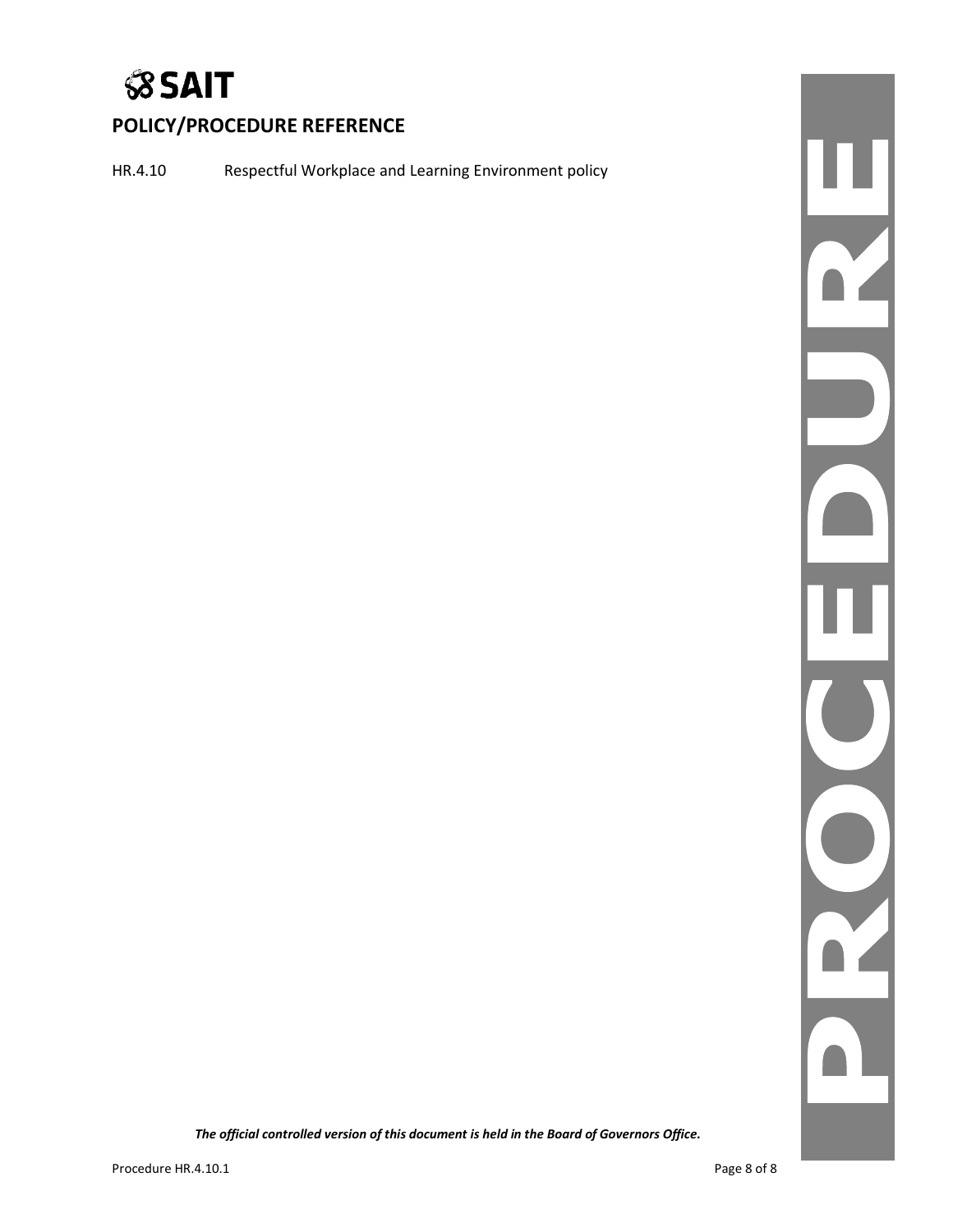## POLICY/PROCEDURE REFERENCE

HR.4.10 Respectful Workplace and Learning Environment policy

***The official controlled version of this document is held in the Board of Governors Office.***